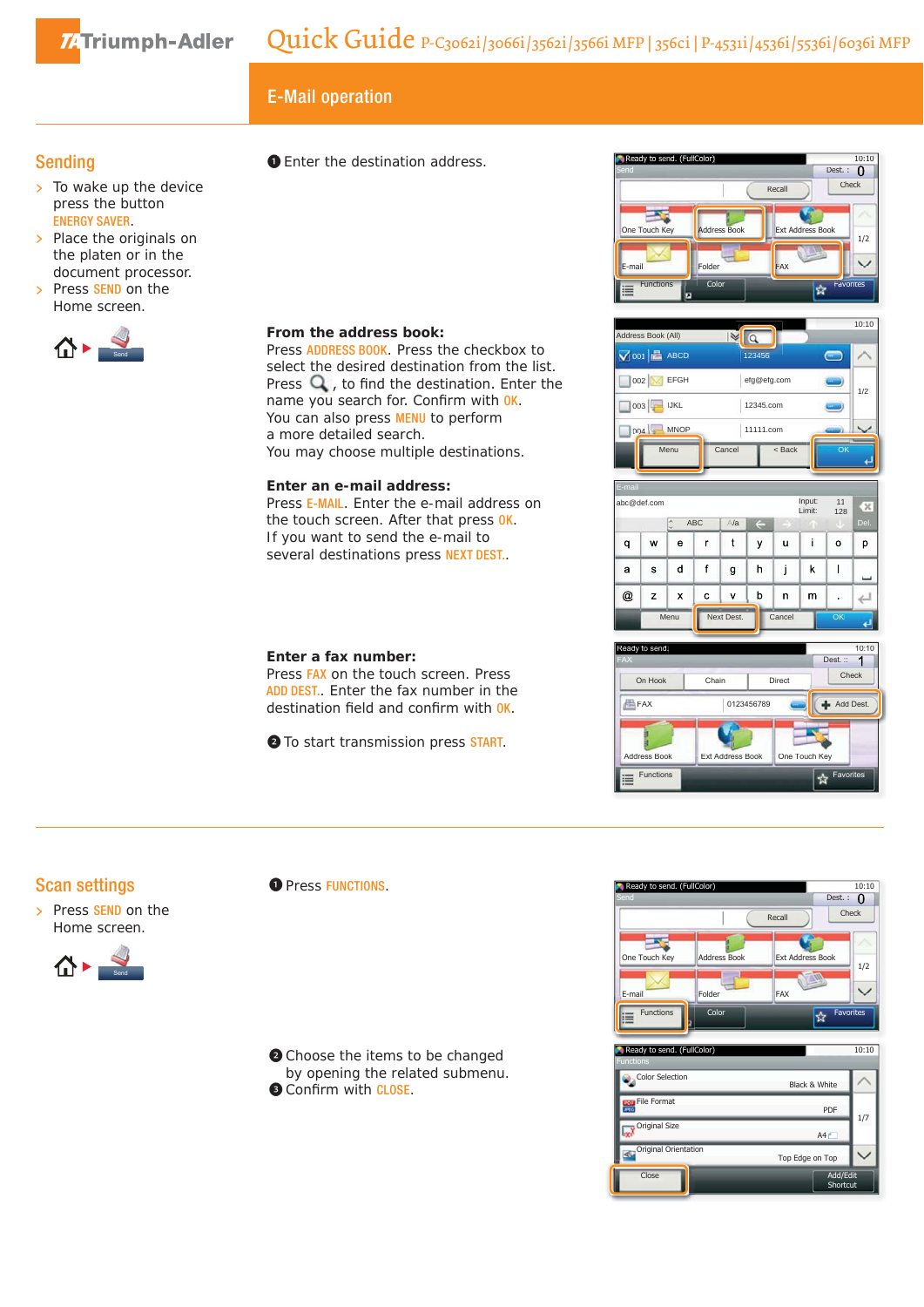# Quick Guide P-C3062i/3066i/3562i/3566i MFP | 356ci | P-4531i/4536i/5536i/6036i MFP

## E-Mail operation

## Sending

- To wake up the device press the button ENERGY SAVER.
- Place the originals on the platen or in the document processor.
- Press SEND on the Home screen.

❶ Enter the destination address.

**From the address book:**
Press ADDRESS BOOK. Press the checkbox to select the desired destination from the list.
Press , to find the destination. Enter the name you search for. Confirm with OK.
You can also press MENU to perform a more detailed search.
You may choose multiple destinations.

**Enter an e-mail address:**
Press E-MAIL. Enter the e-mail address on the touch screen. After that press OK.
If you want to send the e-mail to several destinations press NEXT DEST..

**Enter a fax number:**
Press FAX on the touch screen. Press ADD DEST.. Enter the fax number in the destination field and confirm with OK.

❷ To start transmission press START.

## Scan settings

- Press SEND on the Home screen.

❶ Press FUNCTIONS.

❷ Choose the items to be changed by opening the related submenu.
❸ Confirm with CLOSE.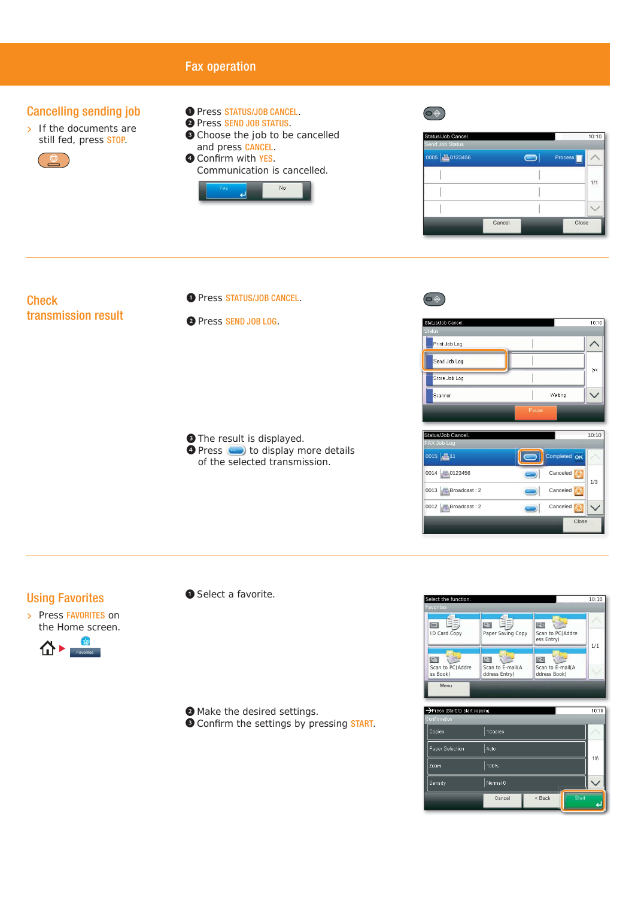# Fax operation

## Cancelling sending job

> If the documents are still fed, press STOP.

1. Press STATUS/JOB CANCEL.
2. Press SEND JOB STATUS.
3. Choose the job to be cancelled and press CANCEL.
4. Confirm with YES.
   Communication is cancelled.

## Check transmission result

1. Press STATUS/JOB CANCEL.
2. Press SEND JOB LOG.
3. The result is displayed.
4. Press [button] to display more details of the selected transmission.

## Using Favorites

> Press FAVORITES on the Home screen.

1. Select a favorite.
2. Make the desired settings.
3. Confirm the settings by pressing START.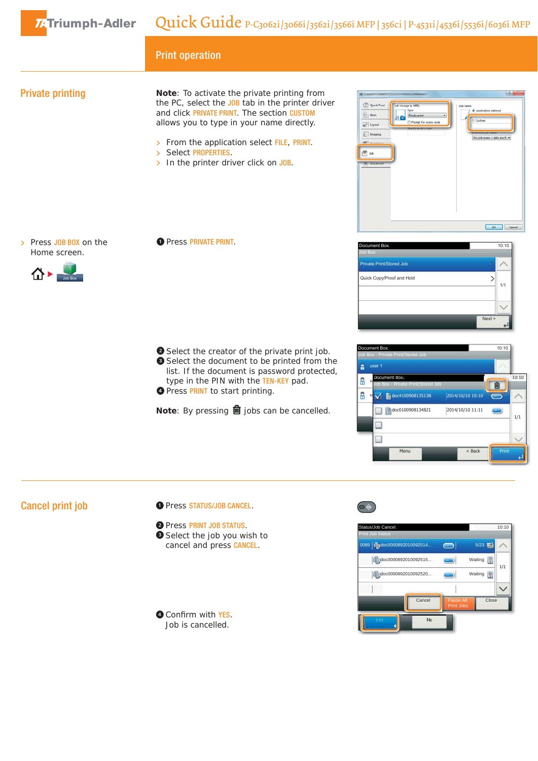# Print operation

## Private printing

**Note**: To activate the private printing from the PC, select the JOB tab in the printer driver and click PRIVATE PRINT. The section CUSTOM allows you to type in your name directly.

- From the application select FILE, PRINT.
- Select PROPERTIES.
- In the printer driver click on JOB.

- Press JOB BOX on the Home screen.

1. Press PRIVATE PRINT.
2. Select the creator of the private print job.
3. Select the document to be printed from the list. If the document is password protected, type in the PIN with the TEN-KEY pad.
4. Press PRINT to start printing.

**Note**: By pressing 🗑 jobs can be cancelled.

## Cancel print job

1. Press STATUS/JOB CANCEL.
2. Press PRINT JOB STATUS.
3. Select the job you wish to cancel and press CANCEL.
4. Confirm with YES. Job is cancelled.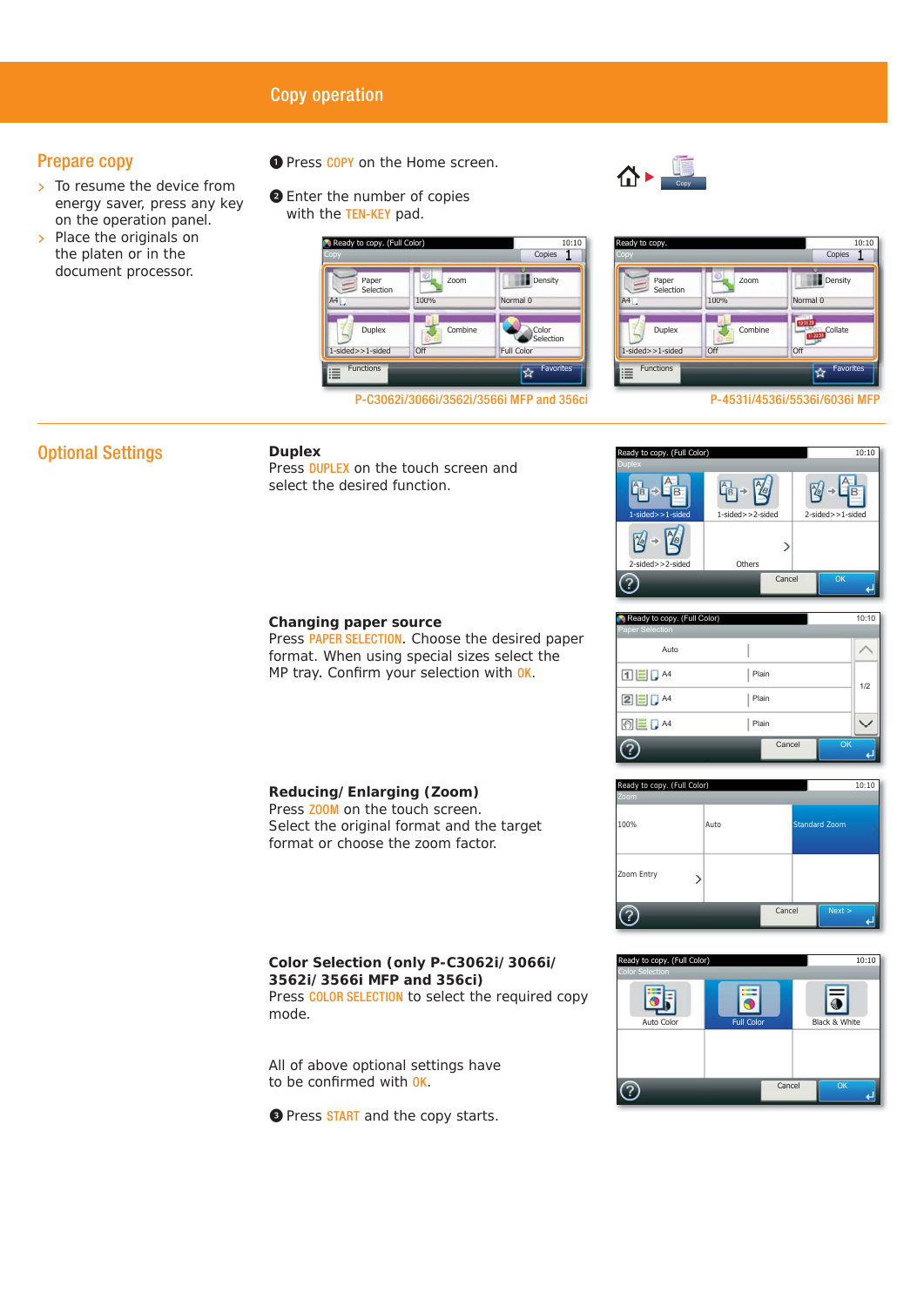# Copy operation

## Prepare copy

- To resume the device from energy saver, press any key on the operation panel.
- Place the originals on the platen or in the document processor.

❶ Press COPY on the Home screen.

❷ Enter the number of copies with the TEN-KEY pad.

P-C3062i/3066i/3562i/3566i MFP and 356ci

P-4531i/4536i/5536i/6036i MFP

## Optional Settings

**Duplex**
Press DUPLEX on the touch screen and select the desired function.

**Changing paper source**
Press PAPER SELECTION. Choose the desired paper format. When using special sizes select the MP tray. Confirm your selection with OK.

**Reducing/ Enlarging (Zoom)**
Press ZOOM on the touch screen.
Select the original format and the target format or choose the zoom factor.

**Color Selection (only P-C3062i/ 3066i/ 3562i/ 3566i MFP and 356ci)**
Press COLOR SELECTION to select the required copy mode.

All of above optional settings have to be confirmed with OK.

❸ Press START and the copy starts.